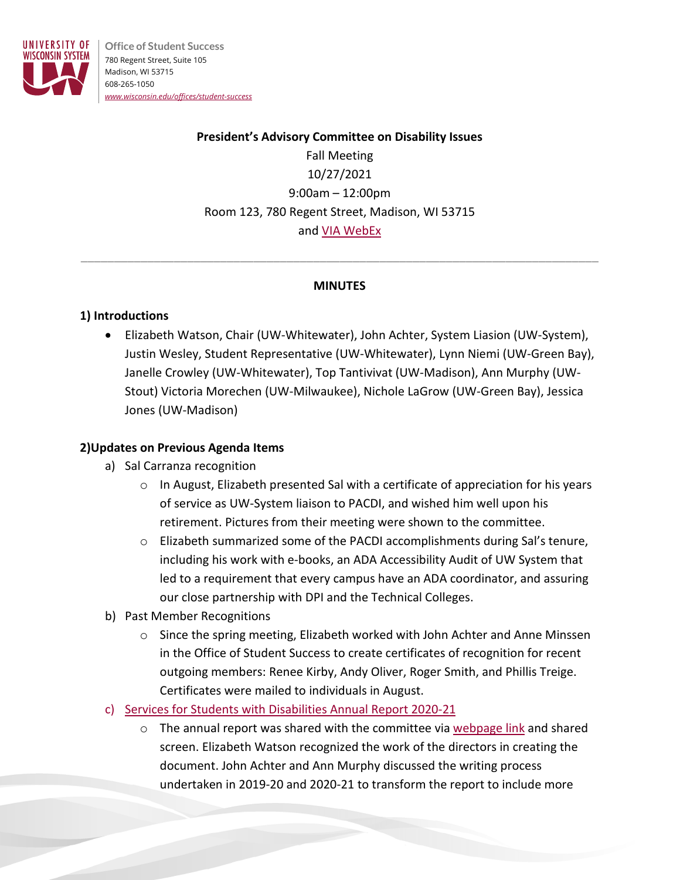Office of Student Success
780 Regent Street, Suite 105
Madison, WI 53715
608-265-1050
www.wisconsin.edu/offices/student-success

**President's Advisory Committee on Disability Issues**

Fall Meeting
10/27/2021
9:00am – 12:00pm
Room 123, 780 Regent Street, Madison, WI 53715
and VIA WebEx

---

**MINUTES**

**1) Introductions**

- Elizabeth Watson, Chair (UW-Whitewater), John Achter, System Liasion (UW-System), Justin Wesley, Student Representative (UW-Whitewater), Lynn Niemi (UW-Green Bay), Janelle Crowley (UW-Whitewater), Top Tantivivat (UW-Madison), Ann Murphy (UW-Stout) Victoria Morechen (UW-Milwaukee), Nichole LaGrow (UW-Green Bay), Jessica Jones (UW-Madison)

**2)Updates on Previous Agenda Items**

a) Sal Carranza recognition
  - In August, Elizabeth presented Sal with a certificate of appreciation for his years of service as UW-System liaison to PACDI, and wished him well upon his retirement. Pictures from their meeting were shown to the committee.
  - Elizabeth summarized some of the PACDI accomplishments during Sal's tenure, including his work with e-books, an ADA Accessibility Audit of UW System that led to a requirement that every campus have an ADA coordinator, and assuring our close partnership with DPI and the Technical Colleges.

b) Past Member Recognitions
  - Since the spring meeting, Elizabeth worked with John Achter and Anne Minssen in the Office of Student Success to create certificates of recognition for recent outgoing members: Renee Kirby, Andy Oliver, Roger Smith, and Phillis Treige. Certificates were mailed to individuals in August.

c) Services for Students with Disabilities Annual Report 2020-21
  - The annual report was shared with the committee via webpage link and shared screen. Elizabeth Watson recognized the work of the directors in creating the document. John Achter and Ann Murphy discussed the writing process undertaken in 2019-20 and 2020-21 to transform the report to include more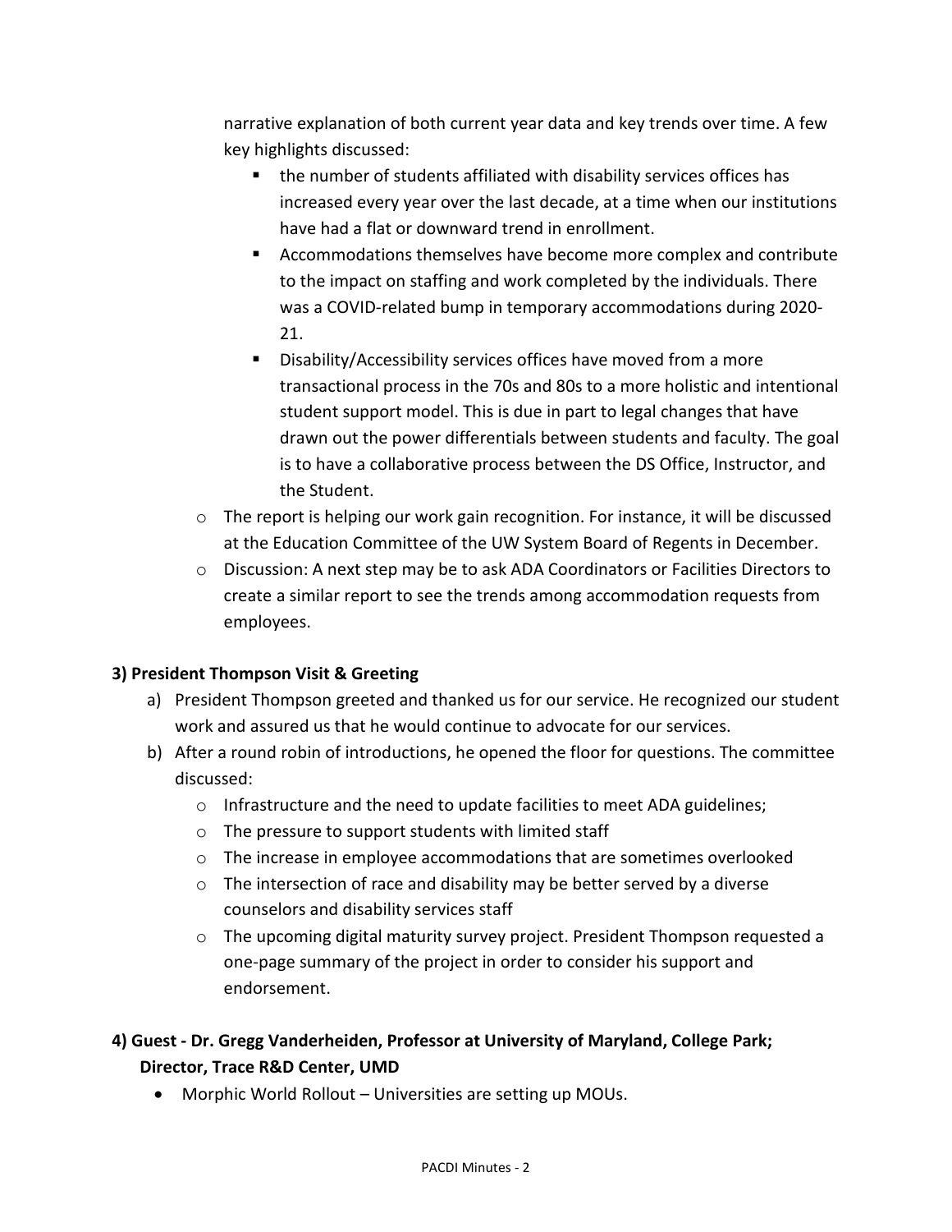narrative explanation of both current year data and key trends over time. A few key highlights discussed:

    - the number of students affiliated with disability services offices has increased every year over the last decade, at a time when our institutions have had a flat or downward trend in enrollment.
    - Accommodations themselves have become more complex and contribute to the impact on staffing and work completed by the individuals. There was a COVID-related bump in temporary accommodations during 2020-21.
    - Disability/Accessibility services offices have moved from a more transactional process in the 70s and 80s to a more holistic and intentional student support model. This is due in part to legal changes that have drawn out the power differentials between students and faculty. The goal is to have a collaborative process between the DS Office, Instructor, and the Student.

- The report is helping our work gain recognition. For instance, it will be discussed at the Education Committee of the UW System Board of Regents in December.
- Discussion: A next step may be to ask ADA Coordinators or Facilities Directors to create a similar report to see the trends among accommodation requests from employees.

**3) President Thompson Visit & Greeting**

a) President Thompson greeted and thanked us for our service. He recognized our student work and assured us that he would continue to advocate for our services.

b) After a round robin of introductions, he opened the floor for questions. The committee discussed:
    - Infrastructure and the need to update facilities to meet ADA guidelines;
    - The pressure to support students with limited staff
    - The increase in employee accommodations that are sometimes overlooked
    - The intersection of race and disability may be better served by a diverse counselors and disability services staff
    - The upcoming digital maturity survey project. President Thompson requested a one-page summary of the project in order to consider his support and endorsement.

**4) Guest - Dr. Gregg Vanderheiden, Professor at University of Maryland, College Park; Director, Trace R&D Center, UMD**

- Morphic World Rollout – Universities are setting up MOUs.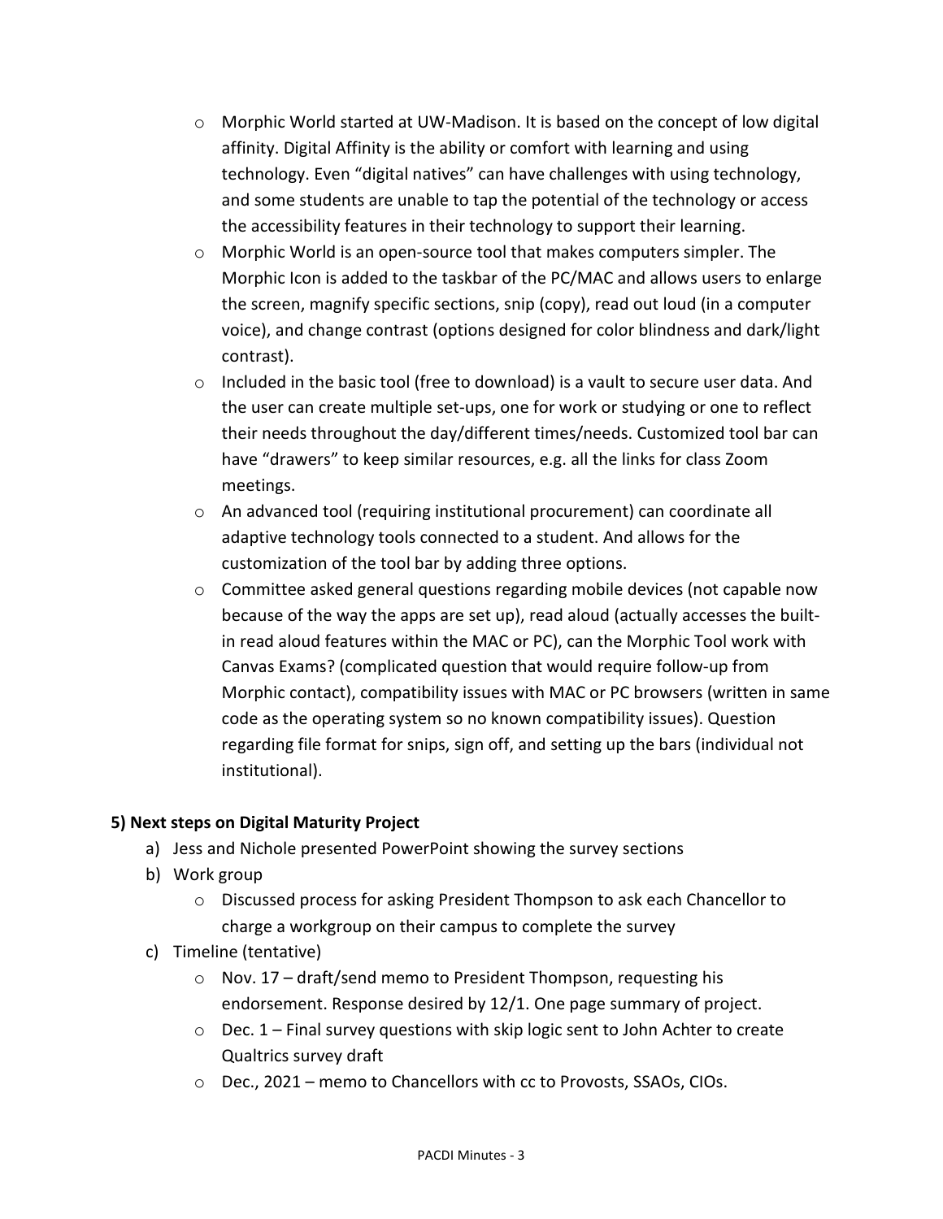- Morphic World started at UW-Madison. It is based on the concept of low digital affinity. Digital Affinity is the ability or comfort with learning and using technology. Even "digital natives" can have challenges with using technology, and some students are unable to tap the potential of the technology or access the accessibility features in their technology to support their learning.
- Morphic World is an open-source tool that makes computers simpler. The Morphic Icon is added to the taskbar of the PC/MAC and allows users to enlarge the screen, magnify specific sections, snip (copy), read out loud (in a computer voice), and change contrast (options designed for color blindness and dark/light contrast).
- Included in the basic tool (free to download) is a vault to secure user data. And the user can create multiple set-ups, one for work or studying or one to reflect their needs throughout the day/different times/needs. Customized tool bar can have "drawers" to keep similar resources, e.g. all the links for class Zoom meetings.
- An advanced tool (requiring institutional procurement) can coordinate all adaptive technology tools connected to a student. And allows for the customization of the tool bar by adding three options.
- Committee asked general questions regarding mobile devices (not capable now because of the way the apps are set up), read aloud (actually accesses the built-in read aloud features within the MAC or PC), can the Morphic Tool work with Canvas Exams? (complicated question that would require follow-up from Morphic contact), compatibility issues with MAC or PC browsers (written in same code as the operating system so no known compatibility issues). Question regarding file format for snips, sign off, and setting up the bars (individual not institutional).

**5) Next steps on Digital Maturity Project**

a) Jess and Nichole presented PowerPoint showing the survey sections

b) Work group
   - Discussed process for asking President Thompson to ask each Chancellor to charge a workgroup on their campus to complete the survey

c) Timeline (tentative)
   - Nov. 17 – draft/send memo to President Thompson, requesting his endorsement. Response desired by 12/1. One page summary of project.
   - Dec. 1 – Final survey questions with skip logic sent to John Achter to create Qualtrics survey draft
   - Dec., 2021 – memo to Chancellors with cc to Provosts, SSAOs, CIOs.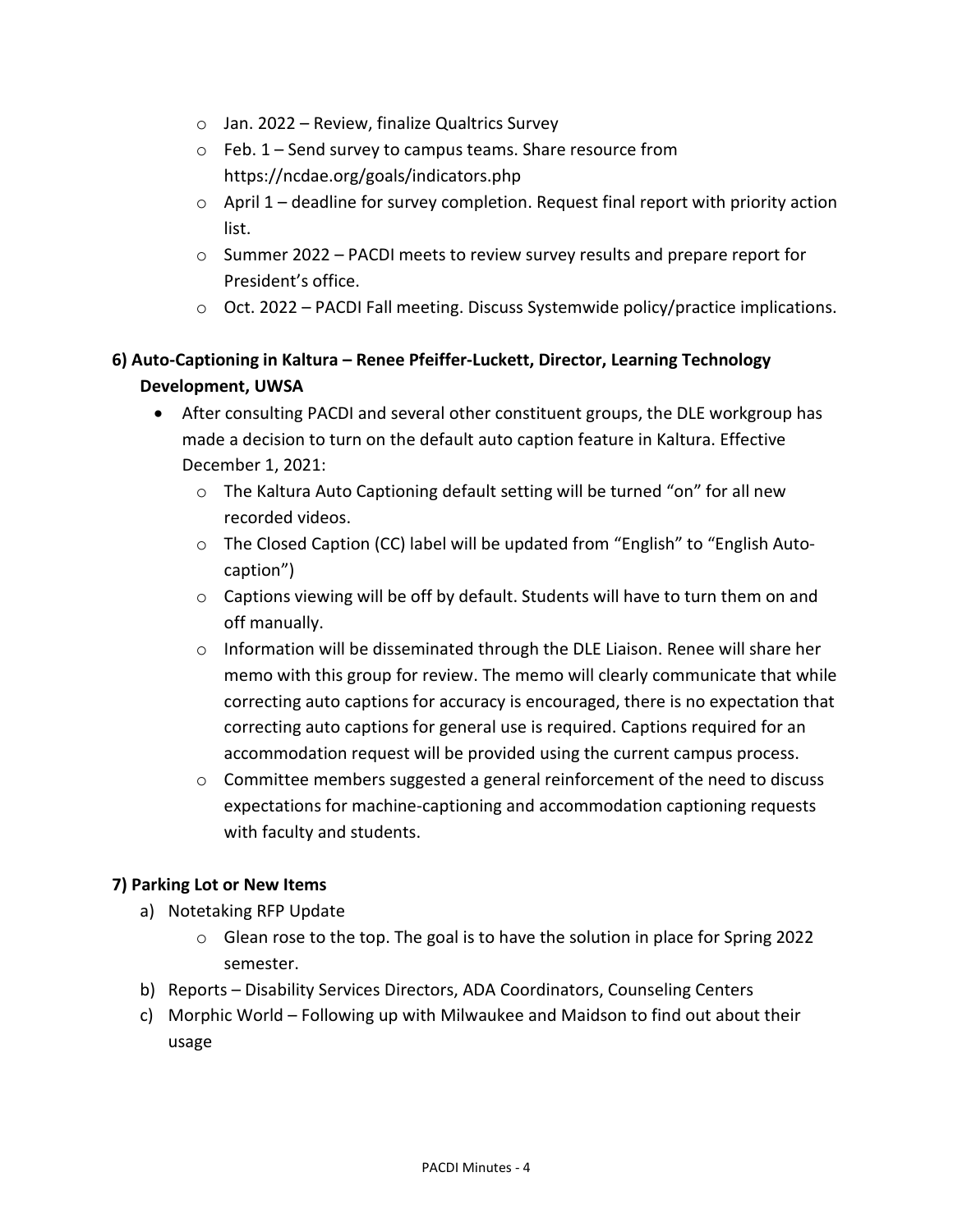- Jan. 2022 – Review, finalize Qualtrics Survey
- Feb. 1 – Send survey to campus teams. Share resource from https://ncdae.org/goals/indicators.php
- April 1 – deadline for survey completion. Request final report with priority action list.
- Summer 2022 – PACDI meets to review survey results and prepare report for President's office.
- Oct. 2022 – PACDI Fall meeting. Discuss Systemwide policy/practice implications.

**6) Auto-Captioning in Kaltura – Renee Pfeiffer-Luckett, Director, Learning Technology Development, UWSA**

- After consulting PACDI and several other constituent groups, the DLE workgroup has made a decision to turn on the default auto caption feature in Kaltura. Effective December 1, 2021:
  - The Kaltura Auto Captioning default setting will be turned "on" for all new recorded videos.
  - The Closed Caption (CC) label will be updated from "English" to "English Auto-caption")
  - Captions viewing will be off by default. Students will have to turn them on and off manually.
  - Information will be disseminated through the DLE Liaison. Renee will share her memo with this group for review. The memo will clearly communicate that while correcting auto captions for accuracy is encouraged, there is no expectation that correcting auto captions for general use is required. Captions required for an accommodation request will be provided using the current campus process.
  - Committee members suggested a general reinforcement of the need to discuss expectations for machine-captioning and accommodation captioning requests with faculty and students.

**7) Parking Lot or New Items**

a) Notetaking RFP Update
   - Glean rose to the top. The goal is to have the solution in place for Spring 2022 semester.

b) Reports – Disability Services Directors, ADA Coordinators, Counseling Centers

c) Morphic World – Following up with Milwaukee and Maidson to find out about their usage